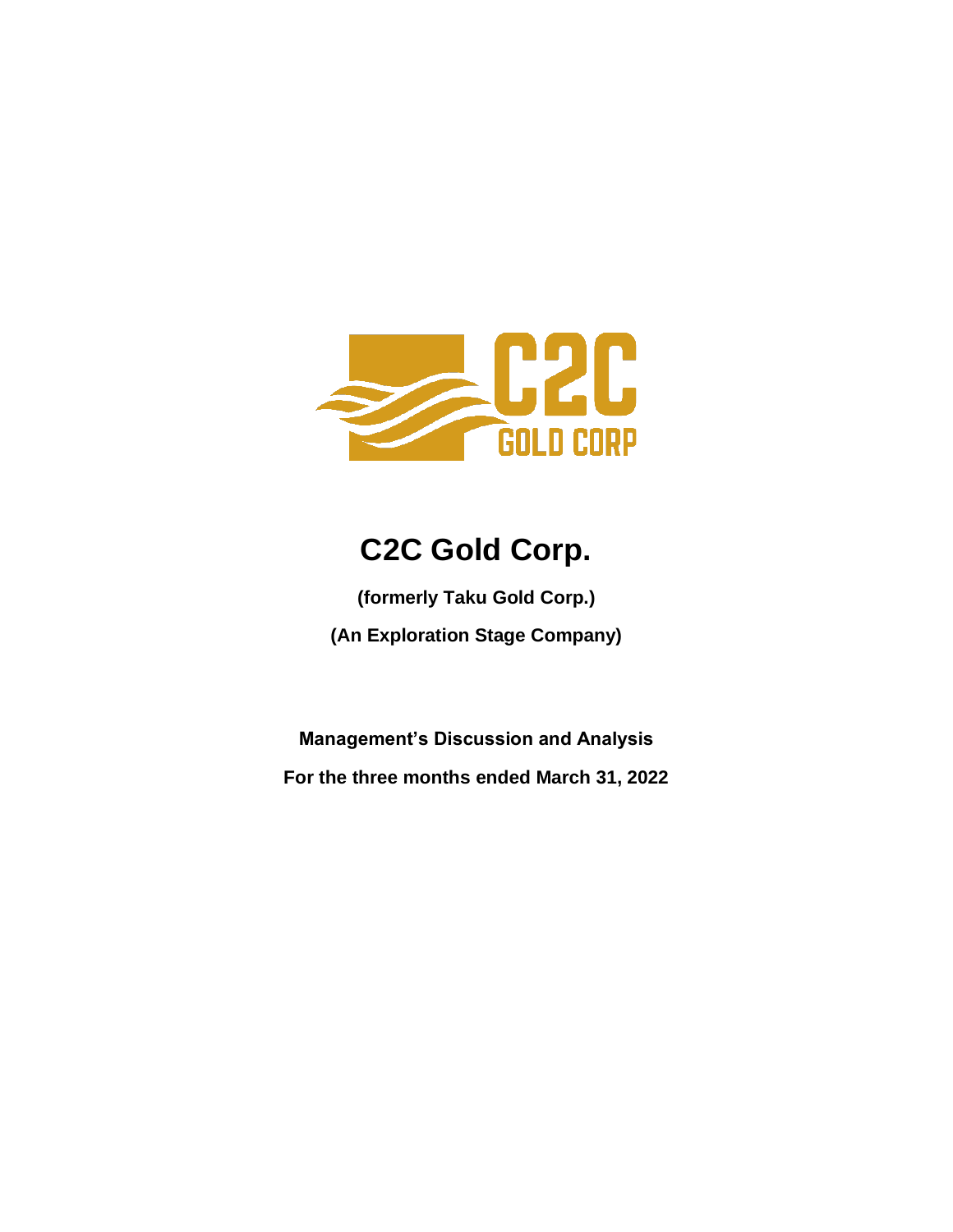# C2C Gold Corp.

**(formerly Taku Gold Corp.)**

**(An Exploration Stage Company)**

**Management's Discussion and Analysis**

**For the three months ended March 31, 2022**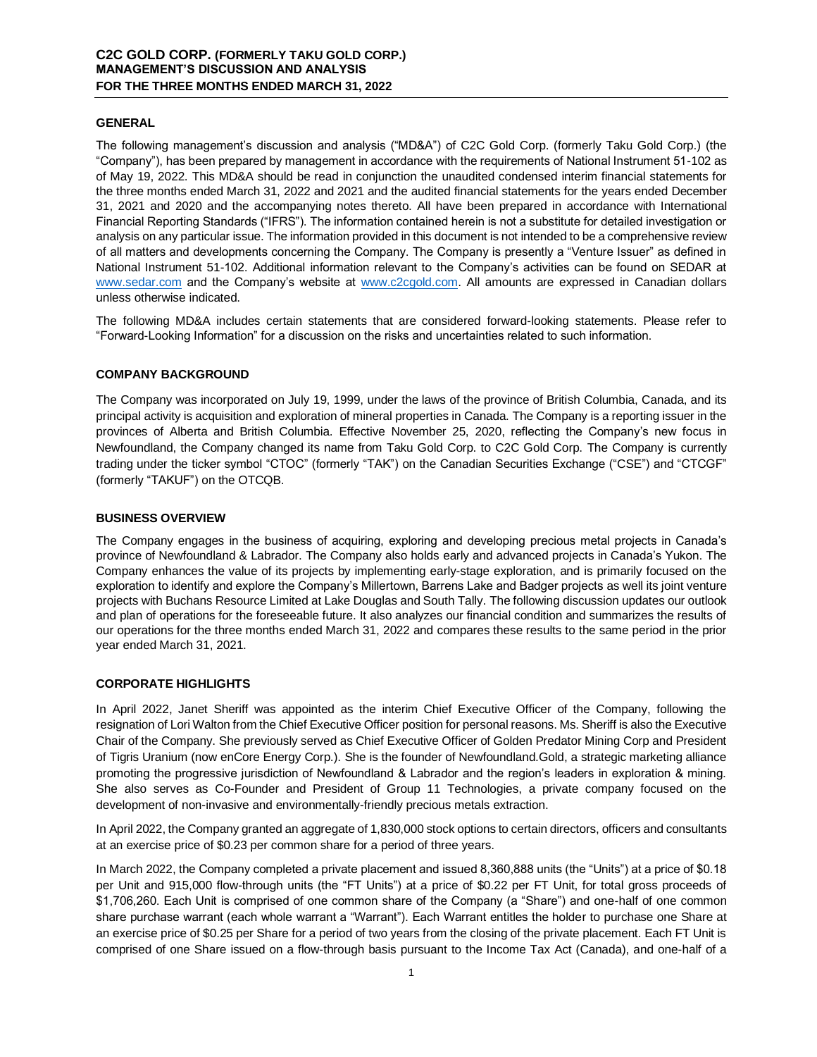## GENERAL

The following management's discussion and analysis ("MD&A") of C2C Gold Corp. (formerly Taku Gold Corp.) (the "Company"), has been prepared by management in accordance with the requirements of National Instrument 51-102 as of May 19, 2022. This MD&A should be read in conjunction the unaudited condensed interim financial statements for the three months ended March 31, 2022 and 2021 and the audited financial statements for the years ended December 31, 2021 and 2020 and the accompanying notes thereto. All have been prepared in accordance with International Financial Reporting Standards ("IFRS"). The information contained herein is not a substitute for detailed investigation or analysis on any particular issue. The information provided in this document is not intended to be a comprehensive review of all matters and developments concerning the Company. The Company is presently a "Venture Issuer" as defined in National Instrument 51-102. Additional information relevant to the Company's activities can be found on SEDAR at www.sedar.com and the Company's website at www.c2cgold.com. All amounts are expressed in Canadian dollars unless otherwise indicated.

The following MD&A includes certain statements that are considered forward-looking statements. Please refer to "Forward-Looking Information" for a discussion on the risks and uncertainties related to such information.

## COMPANY BACKGROUND

The Company was incorporated on July 19, 1999, under the laws of the province of British Columbia, Canada, and its principal activity is acquisition and exploration of mineral properties in Canada. The Company is a reporting issuer in the provinces of Alberta and British Columbia. Effective November 25, 2020, reflecting the Company's new focus in Newfoundland, the Company changed its name from Taku Gold Corp. to C2C Gold Corp. The Company is currently trading under the ticker symbol "CTOC" (formerly "TAK") on the Canadian Securities Exchange ("CSE") and "CTCGF" (formerly "TAKUF") on the OTCQB.

## BUSINESS OVERVIEW

The Company engages in the business of acquiring, exploring and developing precious metal projects in Canada's province of Newfoundland & Labrador. The Company also holds early and advanced projects in Canada's Yukon. The Company enhances the value of its projects by implementing early-stage exploration, and is primarily focused on the exploration to identify and explore the Company's Millertown, Barrens Lake and Badger projects as well its joint venture projects with Buchans Resource Limited at Lake Douglas and South Tally. The following discussion updates our outlook and plan of operations for the foreseeable future. It also analyzes our financial condition and summarizes the results of our operations for the three months ended March 31, 2022 and compares these results to the same period in the prior year ended March 31, 2021.

## CORPORATE HIGHLIGHTS

In April 2022, Janet Sheriff was appointed as the interim Chief Executive Officer of the Company, following the resignation of Lori Walton from the Chief Executive Officer position for personal reasons. Ms. Sheriff is also the Executive Chair of the Company. She previously served as Chief Executive Officer of Golden Predator Mining Corp and President of Tigris Uranium (now enCore Energy Corp.). She is the founder of Newfoundland.Gold, a strategic marketing alliance promoting the progressive jurisdiction of Newfoundland & Labrador and the region's leaders in exploration & mining. She also serves as Co-Founder and President of Group 11 Technologies, a private company focused on the development of non-invasive and environmentally-friendly precious metals extraction.

In April 2022, the Company granted an aggregate of 1,830,000 stock options to certain directors, officers and consultants at an exercise price of $0.23 per common share for a period of three years.

In March 2022, the Company completed a private placement and issued 8,360,888 units (the "Units") at a price of $0.18 per Unit and 915,000 flow-through units (the "FT Units") at a price of $0.22 per FT Unit, for total gross proceeds of $1,706,260. Each Unit is comprised of one common share of the Company (a "Share") and one-half of one common share purchase warrant (each whole warrant a "Warrant"). Each Warrant entitles the holder to purchase one Share at an exercise price of $0.25 per Share for a period of two years from the closing of the private placement. Each FT Unit is comprised of one Share issued on a flow-through basis pursuant to the Income Tax Act (Canada), and one-half of a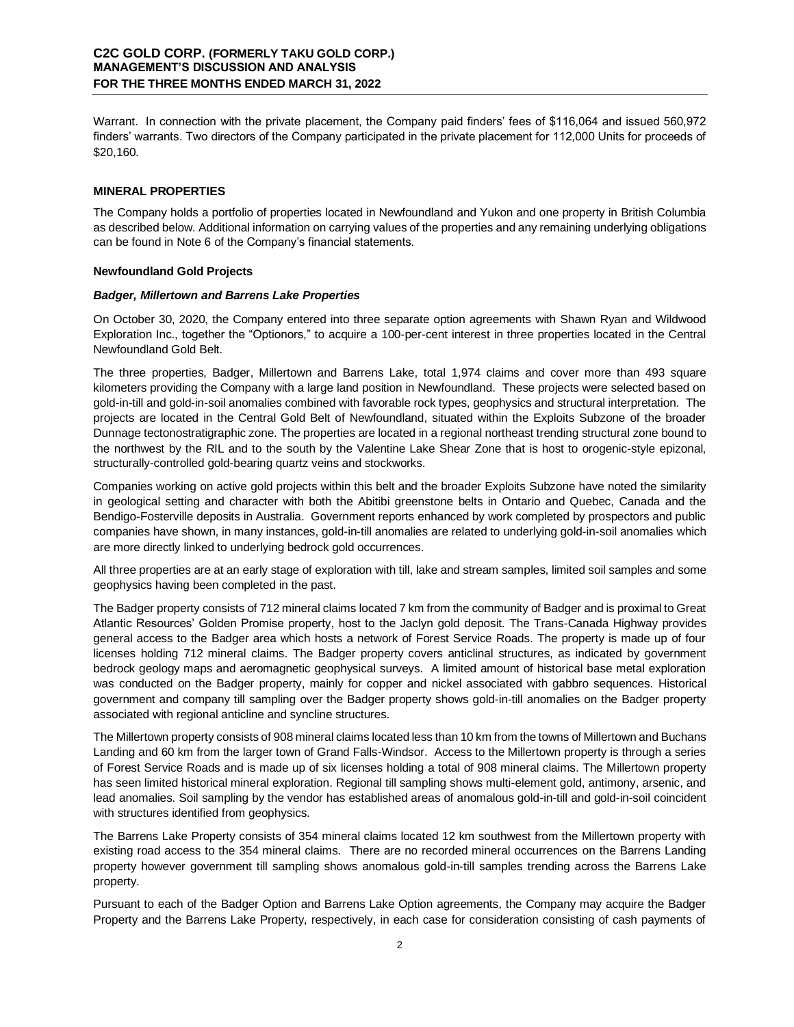Warrant. In connection with the private placement, the Company paid finders' fees of $116,064 and issued 560,972 finders' warrants. Two directors of the Company participated in the private placement for 112,000 Units for proceeds of $20,160.

## MINERAL PROPERTIES

The Company holds a portfolio of properties located in Newfoundland and Yukon and one property in British Columbia as described below. Additional information on carrying values of the properties and any remaining underlying obligations can be found in Note 6 of the Company's financial statements.

### Newfoundland Gold Projects

#### *Badger, Millertown and Barrens Lake Properties*

On October 30, 2020, the Company entered into three separate option agreements with Shawn Ryan and Wildwood Exploration Inc., together the "Optionors," to acquire a 100-per-cent interest in three properties located in the Central Newfoundland Gold Belt.

The three properties, Badger, Millertown and Barrens Lake, total 1,974 claims and cover more than 493 square kilometers providing the Company with a large land position in Newfoundland. These projects were selected based on gold-in-till and gold-in-soil anomalies combined with favorable rock types, geophysics and structural interpretation. The projects are located in the Central Gold Belt of Newfoundland, situated within the Exploits Subzone of the broader Dunnage tectonostratigraphic zone. The properties are located in a regional northeast trending structural zone bound to the northwest by the RIL and to the south by the Valentine Lake Shear Zone that is host to orogenic-style epizonal, structurally-controlled gold-bearing quartz veins and stockworks.

Companies working on active gold projects within this belt and the broader Exploits Subzone have noted the similarity in geological setting and character with both the Abitibi greenstone belts in Ontario and Quebec, Canada and the Bendigo-Fosterville deposits in Australia. Government reports enhanced by work completed by prospectors and public companies have shown, in many instances, gold-in-till anomalies are related to underlying gold-in-soil anomalies which are more directly linked to underlying bedrock gold occurrences.

All three properties are at an early stage of exploration with till, lake and stream samples, limited soil samples and some geophysics having been completed in the past.

The Badger property consists of 712 mineral claims located 7 km from the community of Badger and is proximal to Great Atlantic Resources' Golden Promise property, host to the Jaclyn gold deposit. The Trans-Canada Highway provides general access to the Badger area which hosts a network of Forest Service Roads. The property is made up of four licenses holding 712 mineral claims. The Badger property covers anticlinal structures, as indicated by government bedrock geology maps and aeromagnetic geophysical surveys. A limited amount of historical base metal exploration was conducted on the Badger property, mainly for copper and nickel associated with gabbro sequences. Historical government and company till sampling over the Badger property shows gold-in-till anomalies on the Badger property associated with regional anticline and syncline structures.

The Millertown property consists of 908 mineral claims located less than 10 km from the towns of Millertown and Buchans Landing and 60 km from the larger town of Grand Falls-Windsor. Access to the Millertown property is through a series of Forest Service Roads and is made up of six licenses holding a total of 908 mineral claims. The Millertown property has seen limited historical mineral exploration. Regional till sampling shows multi-element gold, antimony, arsenic, and lead anomalies. Soil sampling by the vendor has established areas of anomalous gold-in-till and gold-in-soil coincident with structures identified from geophysics.

The Barrens Lake Property consists of 354 mineral claims located 12 km southwest from the Millertown property with existing road access to the 354 mineral claims. There are no recorded mineral occurrences on the Barrens Landing property however government till sampling shows anomalous gold-in-till samples trending across the Barrens Lake property.

Pursuant to each of the Badger Option and Barrens Lake Option agreements, the Company may acquire the Badger Property and the Barrens Lake Property, respectively, in each case for consideration consisting of cash payments of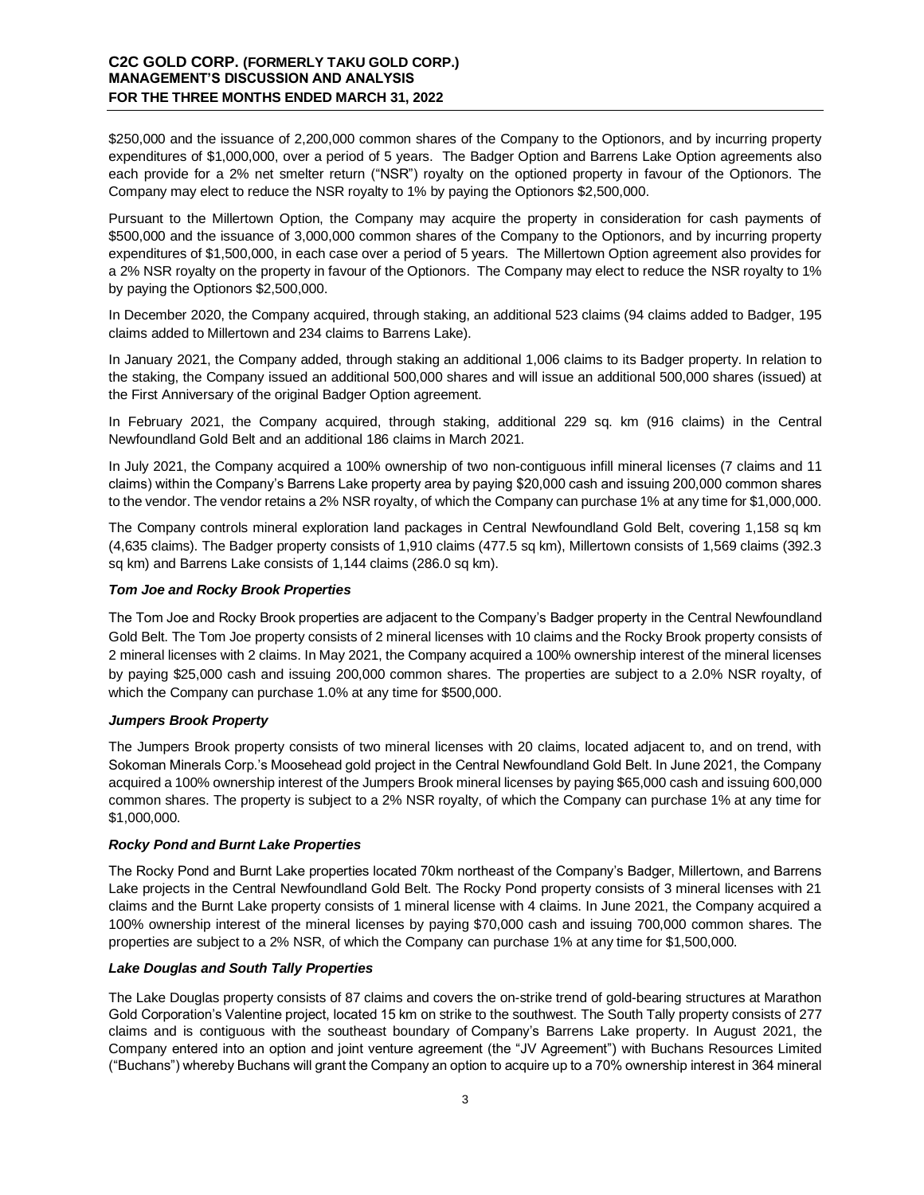\$250,000 and the issuance of 2,200,000 common shares of the Company to the Optionors, and by incurring property expenditures of \$1,000,000, over a period of 5 years. The Badger Option and Barrens Lake Option agreements also each provide for a 2% net smelter return ("NSR") royalty on the optioned property in favour of the Optionors. The Company may elect to reduce the NSR royalty to 1% by paying the Optionors \$2,500,000.

Pursuant to the Millertown Option, the Company may acquire the property in consideration for cash payments of \$500,000 and the issuance of 3,000,000 common shares of the Company to the Optionors, and by incurring property expenditures of \$1,500,000, in each case over a period of 5 years. The Millertown Option agreement also provides for a 2% NSR royalty on the property in favour of the Optionors. The Company may elect to reduce the NSR royalty to 1% by paying the Optionors \$2,500,000.

In December 2020, the Company acquired, through staking, an additional 523 claims (94 claims added to Badger, 195 claims added to Millertown and 234 claims to Barrens Lake).

In January 2021, the Company added, through staking an additional 1,006 claims to its Badger property. In relation to the staking, the Company issued an additional 500,000 shares and will issue an additional 500,000 shares (issued) at the First Anniversary of the original Badger Option agreement.

In February 2021, the Company acquired, through staking, additional 229 sq. km (916 claims) in the Central Newfoundland Gold Belt and an additional 186 claims in March 2021.

In July 2021, the Company acquired a 100% ownership of two non-contiguous infill mineral licenses (7 claims and 11 claims) within the Company's Barrens Lake property area by paying \$20,000 cash and issuing 200,000 common shares to the vendor. The vendor retains a 2% NSR royalty, of which the Company can purchase 1% at any time for \$1,000,000.

The Company controls mineral exploration land packages in Central Newfoundland Gold Belt, covering 1,158 sq km (4,635 claims). The Badger property consists of 1,910 claims (477.5 sq km), Millertown consists of 1,569 claims (392.3 sq km) and Barrens Lake consists of 1,144 claims (286.0 sq km).

***Tom Joe and Rocky Brook Properties***

The Tom Joe and Rocky Brook properties are adjacent to the Company's Badger property in the Central Newfoundland Gold Belt. The Tom Joe property consists of 2 mineral licenses with 10 claims and the Rocky Brook property consists of 2 mineral licenses with 2 claims. In May 2021, the Company acquired a 100% ownership interest of the mineral licenses by paying \$25,000 cash and issuing 200,000 common shares. The properties are subject to a 2.0% NSR royalty, of which the Company can purchase 1.0% at any time for \$500,000.

***Jumpers Brook Property***

The Jumpers Brook property consists of two mineral licenses with 20 claims, located adjacent to, and on trend, with Sokoman Minerals Corp.'s Moosehead gold project in the Central Newfoundland Gold Belt. In June 2021, the Company acquired a 100% ownership interest of the Jumpers Brook mineral licenses by paying \$65,000 cash and issuing 600,000 common shares. The property is subject to a 2% NSR royalty, of which the Company can purchase 1% at any time for \$1,000,000.

***Rocky Pond and Burnt Lake Properties***

The Rocky Pond and Burnt Lake properties located 70km northeast of the Company's Badger, Millertown, and Barrens Lake projects in the Central Newfoundland Gold Belt. The Rocky Pond property consists of 3 mineral licenses with 21 claims and the Burnt Lake property consists of 1 mineral license with 4 claims. In June 2021, the Company acquired a 100% ownership interest of the mineral licenses by paying \$70,000 cash and issuing 700,000 common shares. The properties are subject to a 2% NSR, of which the Company can purchase 1% at any time for \$1,500,000.

***Lake Douglas and South Tally Properties***

The Lake Douglas property consists of 87 claims and covers the on-strike trend of gold-bearing structures at Marathon Gold Corporation's Valentine project, located 15 km on strike to the southwest. The South Tally property consists of 277 claims and is contiguous with the southeast boundary of Company's Barrens Lake property. In August 2021, the Company entered into an option and joint venture agreement (the "JV Agreement") with Buchans Resources Limited ("Buchans") whereby Buchans will grant the Company an option to acquire up to a 70% ownership interest in 364 mineral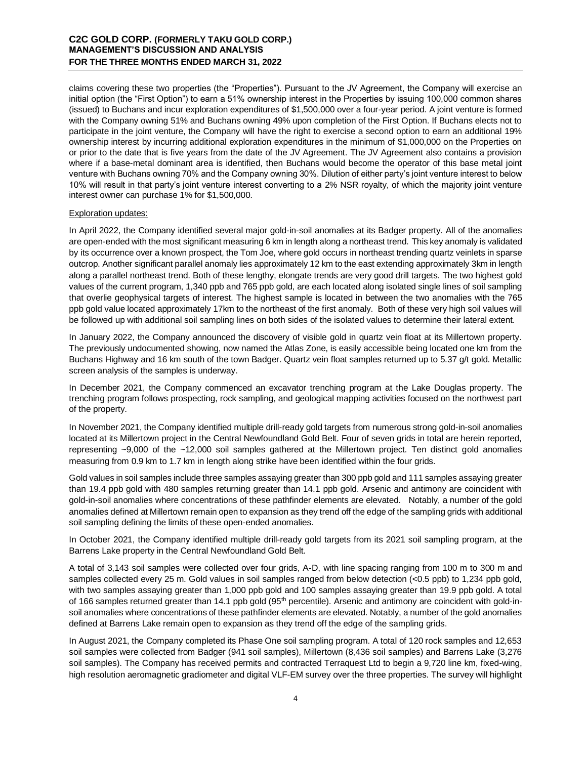claims covering these two properties (the "Properties"). Pursuant to the JV Agreement, the Company will exercise an initial option (the "First Option") to earn a 51% ownership interest in the Properties by issuing 100,000 common shares (issued) to Buchans and incur exploration expenditures of $1,500,000 over a four-year period. A joint venture is formed with the Company owning 51% and Buchans owning 49% upon completion of the First Option. If Buchans elects not to participate in the joint venture, the Company will have the right to exercise a second option to earn an additional 19% ownership interest by incurring additional exploration expenditures in the minimum of $1,000,000 on the Properties on or prior to the date that is five years from the date of the JV Agreement. The JV Agreement also contains a provision where if a base-metal dominant area is identified, then Buchans would become the operator of this base metal joint venture with Buchans owning 70% and the Company owning 30%. Dilution of either party's joint venture interest to below 10% will result in that party's joint venture interest converting to a 2% NSR royalty, of which the majority joint venture interest owner can purchase 1% for $1,500,000.

Exploration updates:

In April 2022, the Company identified several major gold-in-soil anomalies at its Badger property. All of the anomalies are open-ended with the most significant measuring 6 km in length along a northeast trend. This key anomaly is validated by its occurrence over a known prospect, the Tom Joe, where gold occurs in northeast trending quartz veinlets in sparse outcrop. Another significant parallel anomaly lies approximately 12 km to the east extending approximately 3km in length along a parallel northeast trend. Both of these lengthy, elongate trends are very good drill targets. The two highest gold values of the current program, 1,340 ppb and 765 ppb gold, are each located along isolated single lines of soil sampling that overlie geophysical targets of interest. The highest sample is located in between the two anomalies with the 765 ppb gold value located approximately 17km to the northeast of the first anomaly. Both of these very high soil values will be followed up with additional soil sampling lines on both sides of the isolated values to determine their lateral extent.

In January 2022, the Company announced the discovery of visible gold in quartz vein float at its Millertown property. The previously undocumented showing, now named the Atlas Zone, is easily accessible being located one km from the Buchans Highway and 16 km south of the town Badger. Quartz vein float samples returned up to 5.37 g/t gold. Metallic screen analysis of the samples is underway.

In December 2021, the Company commenced an excavator trenching program at the Lake Douglas property. The trenching program follows prospecting, rock sampling, and geological mapping activities focused on the northwest part of the property.

In November 2021, the Company identified multiple drill-ready gold targets from numerous strong gold-in-soil anomalies located at its Millertown project in the Central Newfoundland Gold Belt. Four of seven grids in total are herein reported, representing ~9,000 of the ~12,000 soil samples gathered at the Millertown project. Ten distinct gold anomalies measuring from 0.9 km to 1.7 km in length along strike have been identified within the four grids.

Gold values in soil samples include three samples assaying greater than 300 ppb gold and 111 samples assaying greater than 19.4 ppb gold with 480 samples returning greater than 14.1 ppb gold. Arsenic and antimony are coincident with gold-in-soil anomalies where concentrations of these pathfinder elements are elevated. Notably, a number of the gold anomalies defined at Millertown remain open to expansion as they trend off the edge of the sampling grids with additional soil sampling defining the limits of these open-ended anomalies.

In October 2021, the Company identified multiple drill-ready gold targets from its 2021 soil sampling program, at the Barrens Lake property in the Central Newfoundland Gold Belt.

A total of 3,143 soil samples were collected over four grids, A-D, with line spacing ranging from 100 m to 300 m and samples collected every 25 m. Gold values in soil samples ranged from below detection (<0.5 ppb) to 1,234 ppb gold, with two samples assaying greater than 1,000 ppb gold and 100 samples assaying greater than 19.9 ppb gold. A total of 166 samples returned greater than 14.1 ppb gold (95th percentile). Arsenic and antimony are coincident with gold-in-soil anomalies where concentrations of these pathfinder elements are elevated. Notably, a number of the gold anomalies defined at Barrens Lake remain open to expansion as they trend off the edge of the sampling grids.

In August 2021, the Company completed its Phase One soil sampling program. A total of 120 rock samples and 12,653 soil samples were collected from Badger (941 soil samples), Millertown (8,436 soil samples) and Barrens Lake (3,276 soil samples). The Company has received permits and contracted Terraquest Ltd to begin a 9,720 line km, fixed-wing, high resolution aeromagnetic gradiometer and digital VLF-EM survey over the three properties. The survey will highlight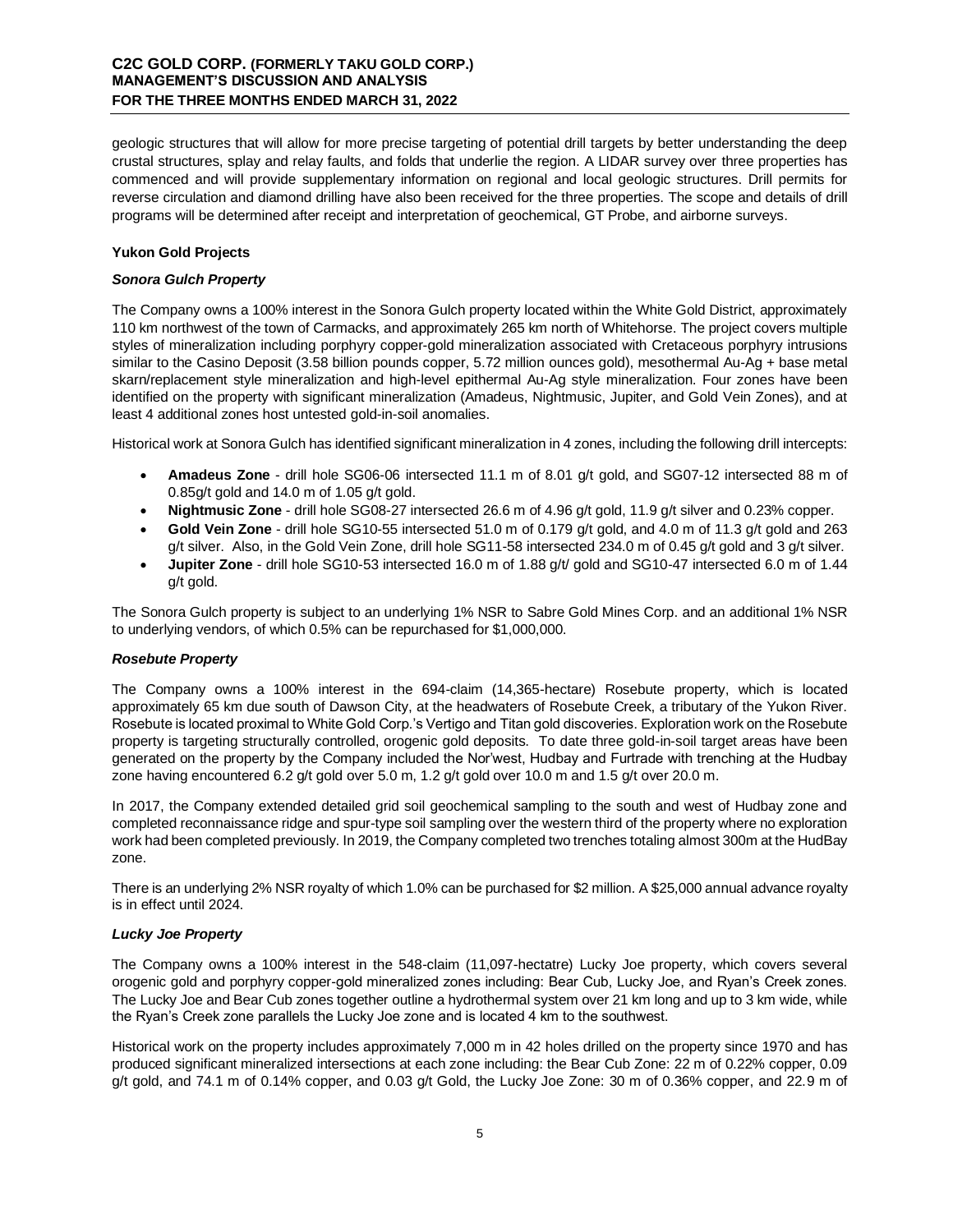geologic structures that will allow for more precise targeting of potential drill targets by better understanding the deep crustal structures, splay and relay faults, and folds that underlie the region. A LIDAR survey over three properties has commenced and will provide supplementary information on regional and local geologic structures. Drill permits for reverse circulation and diamond drilling have also been received for the three properties. The scope and details of drill programs will be determined after receipt and interpretation of geochemical, GT Probe, and airborne surveys.

### Yukon Gold Projects

#### *Sonora Gulch Property*

The Company owns a 100% interest in the Sonora Gulch property located within the White Gold District, approximately 110 km northwest of the town of Carmacks, and approximately 265 km north of Whitehorse. The project covers multiple styles of mineralization including porphyry copper-gold mineralization associated with Cretaceous porphyry intrusions similar to the Casino Deposit (3.58 billion pounds copper, 5.72 million ounces gold), mesothermal Au-Ag + base metal skarn/replacement style mineralization and high-level epithermal Au-Ag style mineralization. Four zones have been identified on the property with significant mineralization (Amadeus, Nightmusic, Jupiter, and Gold Vein Zones), and at least 4 additional zones host untested gold-in-soil anomalies.

Historical work at Sonora Gulch has identified significant mineralization in 4 zones, including the following drill intercepts:

- **Amadeus Zone** - drill hole SG06-06 intersected 11.1 m of 8.01 g/t gold, and SG07-12 intersected 88 m of 0.85g/t gold and 14.0 m of 1.05 g/t gold.
- **Nightmusic Zone** - drill hole SG08-27 intersected 26.6 m of 4.96 g/t gold, 11.9 g/t silver and 0.23% copper.
- **Gold Vein Zone** - drill hole SG10-55 intersected 51.0 m of 0.179 g/t gold, and 4.0 m of 11.3 g/t gold and 263 g/t silver. Also, in the Gold Vein Zone, drill hole SG11-58 intersected 234.0 m of 0.45 g/t gold and 3 g/t silver.
- **Jupiter Zone** - drill hole SG10-53 intersected 16.0 m of 1.88 g/t/ gold and SG10-47 intersected 6.0 m of 1.44 g/t gold.

The Sonora Gulch property is subject to an underlying 1% NSR to Sabre Gold Mines Corp. and an additional 1% NSR to underlying vendors, of which 0.5% can be repurchased for $1,000,000.

#### *Rosebute Property*

The Company owns a 100% interest in the 694-claim (14,365-hectare) Rosebute property, which is located approximately 65 km due south of Dawson City, at the headwaters of Rosebute Creek, a tributary of the Yukon River. Rosebute is located proximal to White Gold Corp.'s Vertigo and Titan gold discoveries. Exploration work on the Rosebute property is targeting structurally controlled, orogenic gold deposits. To date three gold-in-soil target areas have been generated on the property by the Company included the Nor'west, Hudbay and Furtrade with trenching at the Hudbay zone having encountered 6.2 g/t gold over 5.0 m, 1.2 g/t gold over 10.0 m and 1.5 g/t over 20.0 m.

In 2017, the Company extended detailed grid soil geochemical sampling to the south and west of Hudbay zone and completed reconnaissance ridge and spur-type soil sampling over the western third of the property where no exploration work had been completed previously. In 2019, the Company completed two trenches totaling almost 300m at the HudBay zone.

There is an underlying 2% NSR royalty of which 1.0% can be purchased for $2 million. A $25,000 annual advance royalty is in effect until 2024.

#### *Lucky Joe Property*

The Company owns a 100% interest in the 548-claim (11,097-hectatre) Lucky Joe property, which covers several orogenic gold and porphyry copper-gold mineralized zones including: Bear Cub, Lucky Joe, and Ryan's Creek zones. The Lucky Joe and Bear Cub zones together outline a hydrothermal system over 21 km long and up to 3 km wide, while the Ryan's Creek zone parallels the Lucky Joe zone and is located 4 km to the southwest.

Historical work on the property includes approximately 7,000 m in 42 holes drilled on the property since 1970 and has produced significant mineralized intersections at each zone including: the Bear Cub Zone: 22 m of 0.22% copper, 0.09 g/t gold, and 74.1 m of 0.14% copper, and 0.03 g/t Gold, the Lucky Joe Zone: 30 m of 0.36% copper, and 22.9 m of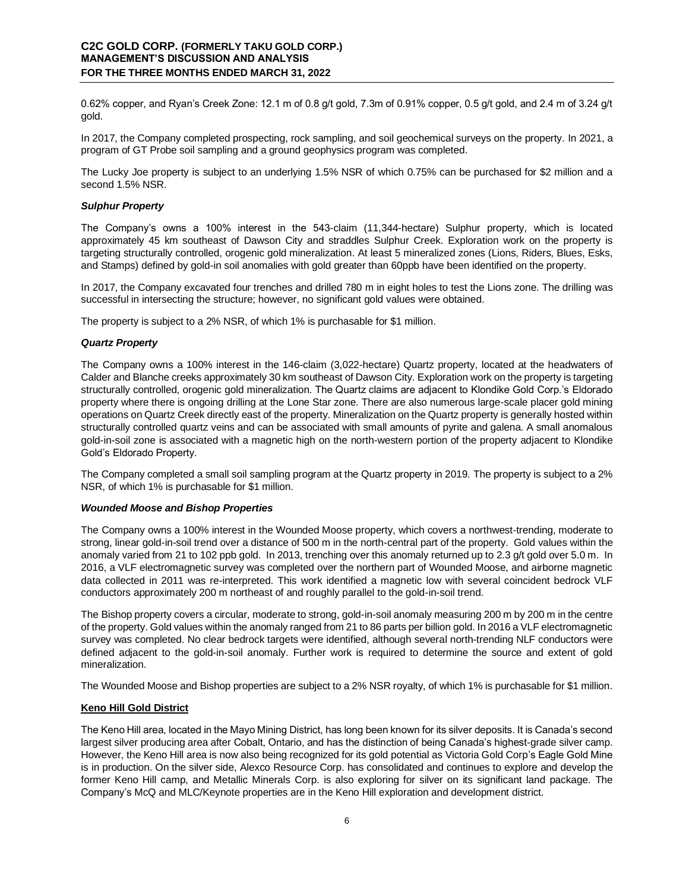0.62% copper, and Ryan's Creek Zone: 12.1 m of 0.8 g/t gold, 7.3m of 0.91% copper, 0.5 g/t gold, and 2.4 m of 3.24 g/t gold.

In 2017, the Company completed prospecting, rock sampling, and soil geochemical surveys on the property. In 2021, a program of GT Probe soil sampling and a ground geophysics program was completed.

The Lucky Joe property is subject to an underlying 1.5% NSR of which 0.75% can be purchased for $2 million and a second 1.5% NSR.

***Sulphur Property***

The Company's owns a 100% interest in the 543-claim (11,344-hectare) Sulphur property, which is located approximately 45 km southeast of Dawson City and straddles Sulphur Creek. Exploration work on the property is targeting structurally controlled, orogenic gold mineralization. At least 5 mineralized zones (Lions, Riders, Blues, Esks, and Stamps) defined by gold-in soil anomalies with gold greater than 60ppb have been identified on the property.

In 2017, the Company excavated four trenches and drilled 780 m in eight holes to test the Lions zone. The drilling was successful in intersecting the structure; however, no significant gold values were obtained.

The property is subject to a 2% NSR, of which 1% is purchasable for $1 million.

***Quartz Property***

The Company owns a 100% interest in the 146-claim (3,022-hectare) Quartz property, located at the headwaters of Calder and Blanche creeks approximately 30 km southeast of Dawson City. Exploration work on the property is targeting structurally controlled, orogenic gold mineralization. The Quartz claims are adjacent to Klondike Gold Corp.'s Eldorado property where there is ongoing drilling at the Lone Star zone. There are also numerous large-scale placer gold mining operations on Quartz Creek directly east of the property. Mineralization on the Quartz property is generally hosted within structurally controlled quartz veins and can be associated with small amounts of pyrite and galena. A small anomalous gold-in-soil zone is associated with a magnetic high on the north-western portion of the property adjacent to Klondike Gold's Eldorado Property.

The Company completed a small soil sampling program at the Quartz property in 2019. The property is subject to a 2% NSR, of which 1% is purchasable for $1 million.

***Wounded Moose and Bishop Properties***

The Company owns a 100% interest in the Wounded Moose property, which covers a northwest-trending, moderate to strong, linear gold-in-soil trend over a distance of 500 m in the north-central part of the property. Gold values within the anomaly varied from 21 to 102 ppb gold. In 2013, trenching over this anomaly returned up to 2.3 g/t gold over 5.0 m. In 2016, a VLF electromagnetic survey was completed over the northern part of Wounded Moose, and airborne magnetic data collected in 2011 was re-interpreted. This work identified a magnetic low with several coincident bedrock VLF conductors approximately 200 m northeast of and roughly parallel to the gold-in-soil trend.

The Bishop property covers a circular, moderate to strong, gold-in-soil anomaly measuring 200 m by 200 m in the centre of the property. Gold values within the anomaly ranged from 21 to 86 parts per billion gold. In 2016 a VLF electromagnetic survey was completed. No clear bedrock targets were identified, although several north-trending NLF conductors were defined adjacent to the gold-in-soil anomaly. Further work is required to determine the source and extent of gold mineralization.

The Wounded Moose and Bishop properties are subject to a 2% NSR royalty, of which 1% is purchasable for $1 million.

**Keno Hill Gold District**

The Keno Hill area, located in the Mayo Mining District, has long been known for its silver deposits. It is Canada's second largest silver producing area after Cobalt, Ontario, and has the distinction of being Canada's highest-grade silver camp. However, the Keno Hill area is now also being recognized for its gold potential as Victoria Gold Corp's Eagle Gold Mine is in production. On the silver side, Alexco Resource Corp. has consolidated and continues to explore and develop the former Keno Hill camp, and Metallic Minerals Corp. is also exploring for silver on its significant land package. The Company's McQ and MLC/Keynote properties are in the Keno Hill exploration and development district.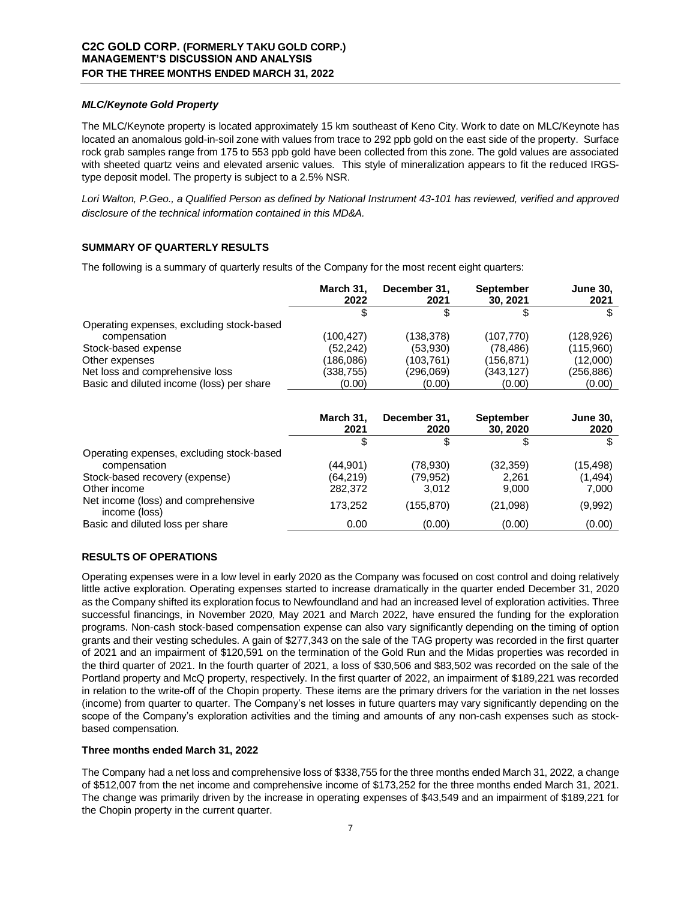### *MLC/Keynote Gold Property*

The MLC/Keynote property is located approximately 15 km southeast of Keno City. Work to date on MLC/Keynote has located an anomalous gold-in-soil zone with values from trace to 292 ppb gold on the east side of the property. Surface rock grab samples range from 175 to 553 ppb gold have been collected from this zone. The gold values are associated with sheeted quartz veins and elevated arsenic values. This style of mineralization appears to fit the reduced IRGS-type deposit model. The property is subject to a 2.5% NSR.

*Lori Walton, P.Geo., a Qualified Person as defined by National Instrument 43-101 has reviewed, verified and approved disclosure of the technical information contained in this MD&A.*

## SUMMARY OF QUARTERLY RESULTS

The following is a summary of quarterly results of the Company for the most recent eight quarters:

| | March 31, 2022 | December 31, 2021 | September 30, 2021 | June 30, 2021 |
|---|---|---|---|---|
| | $ | $ | $ | $ |
| Operating expenses, excluding stock-based compensation | (100,427) | (138,378) | (107,770) | (128,926) |
| Stock-based expense | (52,242) | (53,930) | (78,486) | (115,960) |
| Other expenses | (186,086) | (103,761) | (156,871) | (12,000) |
| Net loss and comprehensive loss | (338,755) | (296,069) | (343,127) | (256,886) |
| Basic and diluted income (loss) per share | (0.00) | (0.00) | (0.00) | (0.00) |

| | March 31, 2021 | December 31, 2020 | September 30, 2020 | June 30, 2020 |
|---|---|---|---|---|
| | $ | $ | $ | $ |
| Operating expenses, excluding stock-based compensation | (44,901) | (78,930) | (32,359) | (15,498) |
| Stock-based recovery (expense) | (64,219) | (79,952) | 2,261 | (1,494) |
| Other income | 282,372 | 3,012 | 9,000 | 7,000 |
| Net income (loss) and comprehensive income (loss) | 173,252 | (155,870) | (21,098) | (9,992) |
| Basic and diluted loss per share | 0.00 | (0.00) | (0.00) | (0.00) |

## RESULTS OF OPERATIONS

Operating expenses were in a low level in early 2020 as the Company was focused on cost control and doing relatively little active exploration. Operating expenses started to increase dramatically in the quarter ended December 31, 2020 as the Company shifted its exploration focus to Newfoundland and had an increased level of exploration activities. Three successful financings, in November 2020, May 2021 and March 2022, have ensured the funding for the exploration programs. Non-cash stock-based compensation expense can also vary significantly depending on the timing of option grants and their vesting schedules. A gain of $277,343 on the sale of the TAG property was recorded in the first quarter of 2021 and an impairment of $120,591 on the termination of the Gold Run and the Midas properties was recorded in the third quarter of 2021. In the fourth quarter of 2021, a loss of $30,506 and $83,502 was recorded on the sale of the Portland property and McQ property, respectively. In the first quarter of 2022, an impairment of $189,221 was recorded in relation to the write-off of the Chopin property. These items are the primary drivers for the variation in the net losses (income) from quarter to quarter. The Company's net losses in future quarters may vary significantly depending on the scope of the Company's exploration activities and the timing and amounts of any non-cash expenses such as stock-based compensation.

### Three months ended March 31, 2022

The Company had a net loss and comprehensive loss of $338,755 for the three months ended March 31, 2022, a change of $512,007 from the net income and comprehensive income of $173,252 for the three months ended March 31, 2021. The change was primarily driven by the increase in operating expenses of $43,549 and an impairment of $189,221 for the Chopin property in the current quarter.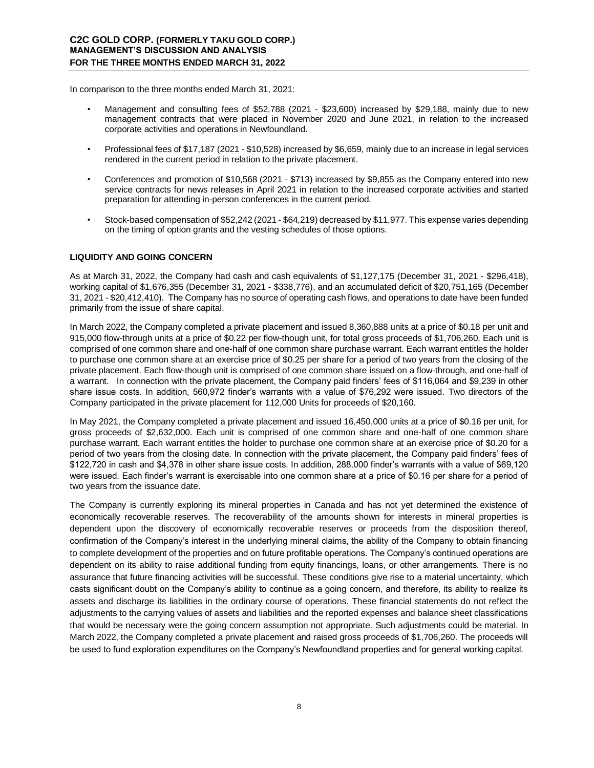In comparison to the three months ended March 31, 2021:

- Management and consulting fees of $52,788 (2021 - $23,600) increased by $29,188, mainly due to new management contracts that were placed in November 2020 and June 2021, in relation to the increased corporate activities and operations in Newfoundland.
- Professional fees of $17,187 (2021 - $10,528) increased by $6,659, mainly due to an increase in legal services rendered in the current period in relation to the private placement.
- Conferences and promotion of $10,568 (2021 - $713) increased by $9,855 as the Company entered into new service contracts for news releases in April 2021 in relation to the increased corporate activities and started preparation for attending in-person conferences in the current period.
- Stock-based compensation of $52,242 (2021 - $64,219) decreased by $11,977. This expense varies depending on the timing of option grants and the vesting schedules of those options.

## LIQUIDITY AND GOING CONCERN

As at March 31, 2022, the Company had cash and cash equivalents of $1,127,175 (December 31, 2021 - $296,418), working capital of $1,676,355 (December 31, 2021 - $338,776), and an accumulated deficit of $20,751,165 (December 31, 2021 - $20,412,410). The Company has no source of operating cash flows, and operations to date have been funded primarily from the issue of share capital.

In March 2022, the Company completed a private placement and issued 8,360,888 units at a price of $0.18 per unit and 915,000 flow-through units at a price of $0.22 per flow-though unit, for total gross proceeds of $1,706,260. Each unit is comprised of one common share and one-half of one common share purchase warrant. Each warrant entitles the holder to purchase one common share at an exercise price of $0.25 per share for a period of two years from the closing of the private placement. Each flow-though unit is comprised of one common share issued on a flow-through, and one-half of a warrant. In connection with the private placement, the Company paid finders' fees of $116,064 and $9,239 in other share issue costs. In addition, 560,972 finder's warrants with a value of $76,292 were issued. Two directors of the Company participated in the private placement for 112,000 Units for proceeds of $20,160.

In May 2021, the Company completed a private placement and issued 16,450,000 units at a price of $0.16 per unit, for gross proceeds of $2,632,000. Each unit is comprised of one common share and one-half of one common share purchase warrant. Each warrant entitles the holder to purchase one common share at an exercise price of $0.20 for a period of two years from the closing date. In connection with the private placement, the Company paid finders' fees of $122,720 in cash and $4,378 in other share issue costs. In addition, 288,000 finder's warrants with a value of $69,120 were issued. Each finder's warrant is exercisable into one common share at a price of $0.16 per share for a period of two years from the issuance date.

The Company is currently exploring its mineral properties in Canada and has not yet determined the existence of economically recoverable reserves. The recoverability of the amounts shown for interests in mineral properties is dependent upon the discovery of economically recoverable reserves or proceeds from the disposition thereof, confirmation of the Company's interest in the underlying mineral claims, the ability of the Company to obtain financing to complete development of the properties and on future profitable operations. The Company's continued operations are dependent on its ability to raise additional funding from equity financings, loans, or other arrangements. There is no assurance that future financing activities will be successful. These conditions give rise to a material uncertainty, which casts significant doubt on the Company's ability to continue as a going concern, and therefore, its ability to realize its assets and discharge its liabilities in the ordinary course of operations. These financial statements do not reflect the adjustments to the carrying values of assets and liabilities and the reported expenses and balance sheet classifications that would be necessary were the going concern assumption not appropriate. Such adjustments could be material. In March 2022, the Company completed a private placement and raised gross proceeds of $1,706,260. The proceeds will be used to fund exploration expenditures on the Company's Newfoundland properties and for general working capital.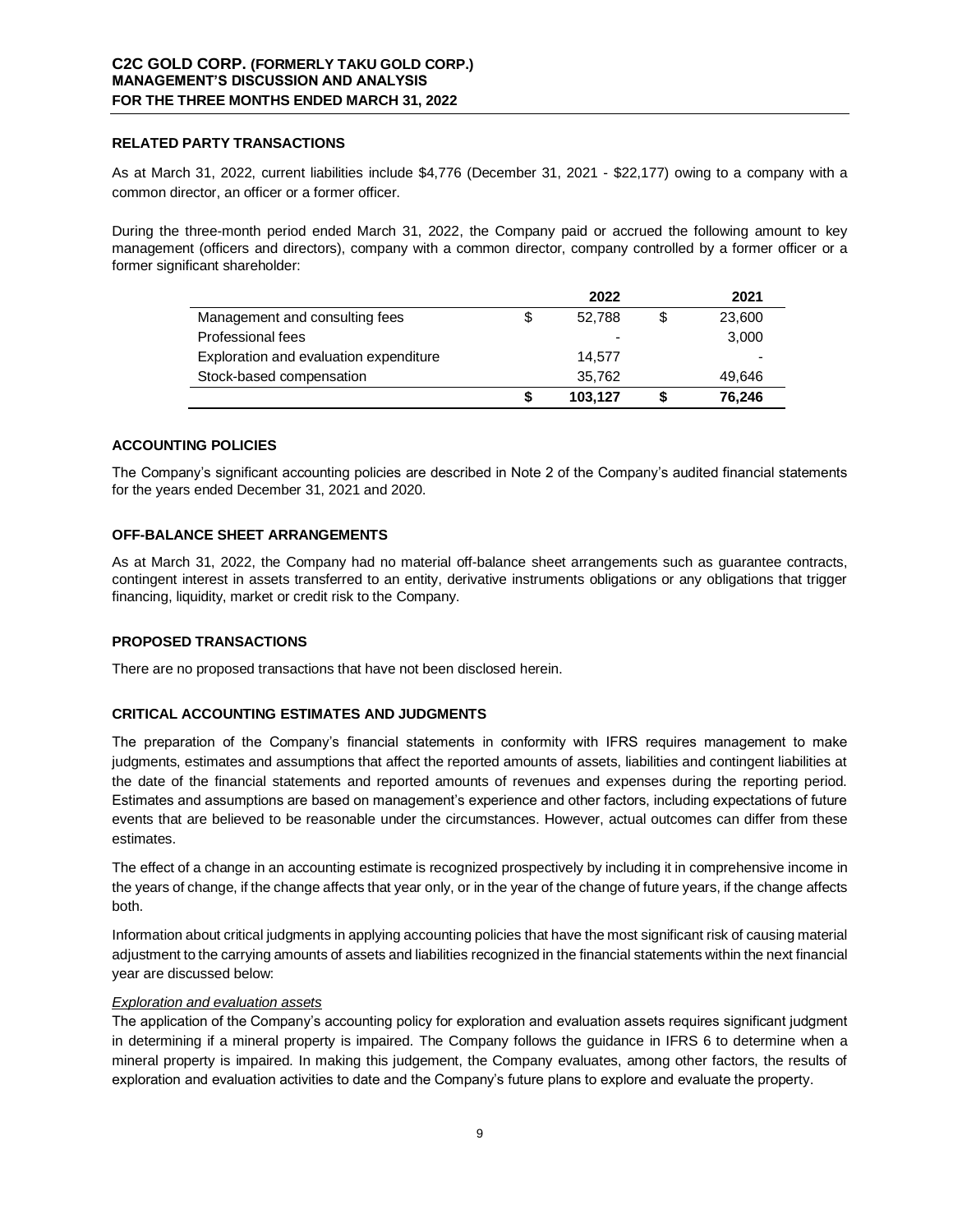## RELATED PARTY TRANSACTIONS

As at March 31, 2022, current liabilities include $4,776 (December 31, 2021 - $22,177) owing to a company with a common director, an officer or a former officer.

During the three-month period ended March 31, 2022, the Company paid or accrued the following amount to key management (officers and directors), company with a common director, company controlled by a former officer or a former significant shareholder:

| | 2022 | 2021 |
|---|---|---|
| Management and consulting fees | $ 52,788 | $ 23,600 |
| Professional fees | - | 3,000 |
| Exploration and evaluation expenditure | 14,577 | - |
| Stock-based compensation | 35,762 | 49,646 |
| | **$ 103,127** | **$ 76,246** |

## ACCOUNTING POLICIES

The Company's significant accounting policies are described in Note 2 of the Company's audited financial statements for the years ended December 31, 2021 and 2020.

## OFF-BALANCE SHEET ARRANGEMENTS

As at March 31, 2022, the Company had no material off-balance sheet arrangements such as guarantee contracts, contingent interest in assets transferred to an entity, derivative instruments obligations or any obligations that trigger financing, liquidity, market or credit risk to the Company.

## PROPOSED TRANSACTIONS

There are no proposed transactions that have not been disclosed herein.

## CRITICAL ACCOUNTING ESTIMATES AND JUDGMENTS

The preparation of the Company's financial statements in conformity with IFRS requires management to make judgments, estimates and assumptions that affect the reported amounts of assets, liabilities and contingent liabilities at the date of the financial statements and reported amounts of revenues and expenses during the reporting period. Estimates and assumptions are based on management's experience and other factors, including expectations of future events that are believed to be reasonable under the circumstances. However, actual outcomes can differ from these estimates.

The effect of a change in an accounting estimate is recognized prospectively by including it in comprehensive income in the years of change, if the change affects that year only, or in the year of the change of future years, if the change affects both.

Information about critical judgments in applying accounting policies that have the most significant risk of causing material adjustment to the carrying amounts of assets and liabilities recognized in the financial statements within the next financial year are discussed below:

*Exploration and evaluation assets*

The application of the Company's accounting policy for exploration and evaluation assets requires significant judgment in determining if a mineral property is impaired. The Company follows the guidance in IFRS 6 to determine when a mineral property is impaired. In making this judgement, the Company evaluates, among other factors, the results of exploration and evaluation activities to date and the Company's future plans to explore and evaluate the property.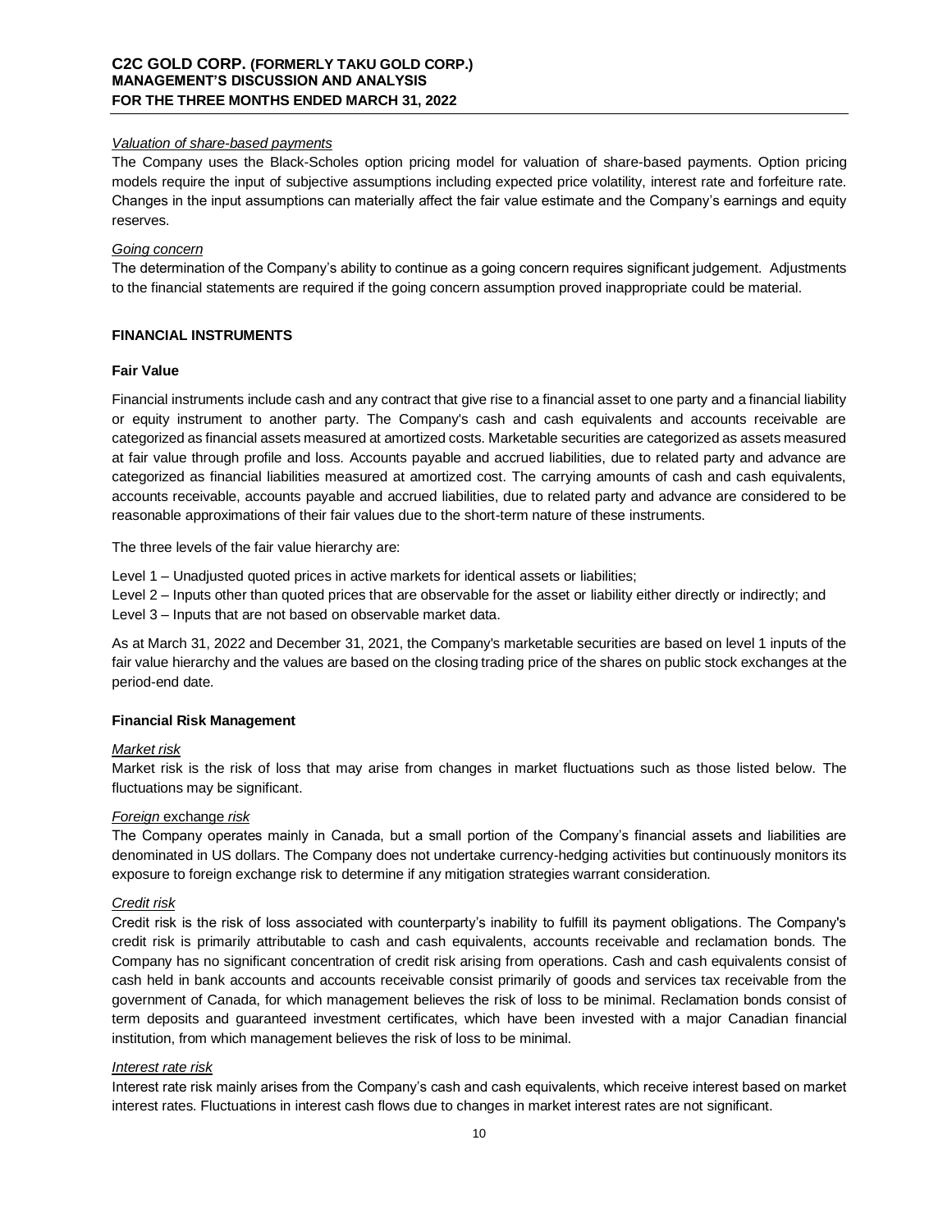*Valuation of share-based payments*

The Company uses the Black-Scholes option pricing model for valuation of share-based payments. Option pricing models require the input of subjective assumptions including expected price volatility, interest rate and forfeiture rate. Changes in the input assumptions can materially affect the fair value estimate and the Company's earnings and equity reserves.

*Going concern*

The determination of the Company's ability to continue as a going concern requires significant judgement. Adjustments to the financial statements are required if the going concern assumption proved inappropriate could be material.

## FINANCIAL INSTRUMENTS

### Fair Value

Financial instruments include cash and any contract that give rise to a financial asset to one party and a financial liability or equity instrument to another party. The Company's cash and cash equivalents and accounts receivable are categorized as financial assets measured at amortized costs. Marketable securities are categorized as assets measured at fair value through profile and loss. Accounts payable and accrued liabilities, due to related party and advance are categorized as financial liabilities measured at amortized cost. The carrying amounts of cash and cash equivalents, accounts receivable, accounts payable and accrued liabilities, due to related party and advance are considered to be reasonable approximations of their fair values due to the short-term nature of these instruments.

The three levels of the fair value hierarchy are:

Level 1 – Unadjusted quoted prices in active markets for identical assets or liabilities;
Level 2 – Inputs other than quoted prices that are observable for the asset or liability either directly or indirectly; and
Level 3 – Inputs that are not based on observable market data.

As at March 31, 2022 and December 31, 2021, the Company's marketable securities are based on level 1 inputs of the fair value hierarchy and the values are based on the closing trading price of the shares on public stock exchanges at the period-end date.

### Financial Risk Management

*Market risk*

Market risk is the risk of loss that may arise from changes in market fluctuations such as those listed below. The fluctuations may be significant.

*Foreign exchange risk*

The Company operates mainly in Canada, but a small portion of the Company's financial assets and liabilities are denominated in US dollars. The Company does not undertake currency-hedging activities but continuously monitors its exposure to foreign exchange risk to determine if any mitigation strategies warrant consideration.

*Credit risk*

Credit risk is the risk of loss associated with counterparty's inability to fulfill its payment obligations. The Company's credit risk is primarily attributable to cash and cash equivalents, accounts receivable and reclamation bonds. The Company has no significant concentration of credit risk arising from operations. Cash and cash equivalents consist of cash held in bank accounts and accounts receivable consist primarily of goods and services tax receivable from the government of Canada, for which management believes the risk of loss to be minimal. Reclamation bonds consist of term deposits and guaranteed investment certificates, which have been invested with a major Canadian financial institution, from which management believes the risk of loss to be minimal.

*Interest rate risk*

Interest rate risk mainly arises from the Company's cash and cash equivalents, which receive interest based on market interest rates. Fluctuations in interest cash flows due to changes in market interest rates are not significant.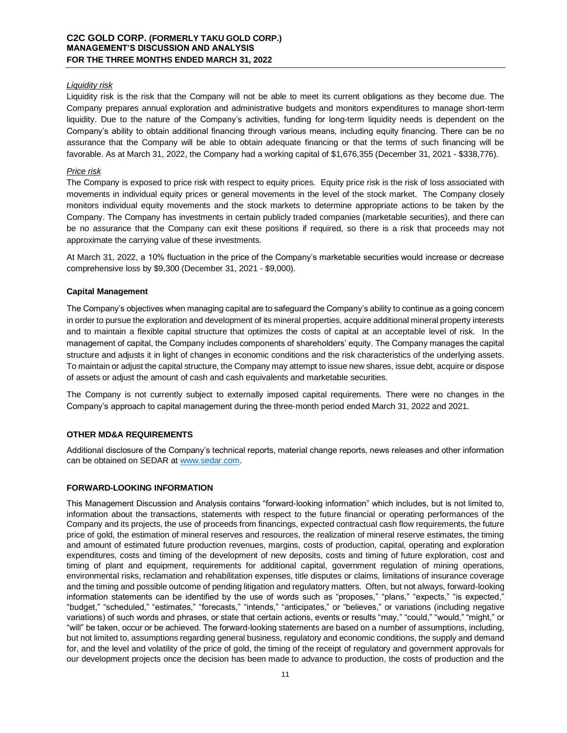*Liquidity risk*

Liquidity risk is the risk that the Company will not be able to meet its current obligations as they become due. The Company prepares annual exploration and administrative budgets and monitors expenditures to manage short-term liquidity. Due to the nature of the Company's activities, funding for long-term liquidity needs is dependent on the Company's ability to obtain additional financing through various means, including equity financing. There can be no assurance that the Company will be able to obtain adequate financing or that the terms of such financing will be favorable. As at March 31, 2022, the Company had a working capital of $1,676,355 (December 31, 2021 - $338,776).

*Price risk*

The Company is exposed to price risk with respect to equity prices. Equity price risk is the risk of loss associated with movements in individual equity prices or general movements in the level of the stock market. The Company closely monitors individual equity movements and the stock markets to determine appropriate actions to be taken by the Company. The Company has investments in certain publicly traded companies (marketable securities), and there can be no assurance that the Company can exit these positions if required, so there is a risk that proceeds may not approximate the carrying value of these investments.

At March 31, 2022, a 10% fluctuation in the price of the Company's marketable securities would increase or decrease comprehensive loss by $9,300 (December 31, 2021 - $9,000).

**Capital Management**

The Company's objectives when managing capital are to safeguard the Company's ability to continue as a going concern in order to pursue the exploration and development of its mineral properties, acquire additional mineral property interests and to maintain a flexible capital structure that optimizes the costs of capital at an acceptable level of risk. In the management of capital, the Company includes components of shareholders' equity. The Company manages the capital structure and adjusts it in light of changes in economic conditions and the risk characteristics of the underlying assets. To maintain or adjust the capital structure, the Company may attempt to issue new shares, issue debt, acquire or dispose of assets or adjust the amount of cash and cash equivalents and marketable securities.

The Company is not currently subject to externally imposed capital requirements. There were no changes in the Company's approach to capital management during the three-month period ended March 31, 2022 and 2021.

## OTHER MD&A REQUIREMENTS

Additional disclosure of the Company's technical reports, material change reports, news releases and other information can be obtained on SEDAR at www.sedar.com.

## FORWARD-LOOKING INFORMATION

This Management Discussion and Analysis contains "forward-looking information" which includes, but is not limited to, information about the transactions, statements with respect to the future financial or operating performances of the Company and its projects, the use of proceeds from financings, expected contractual cash flow requirements, the future price of gold, the estimation of mineral reserves and resources, the realization of mineral reserve estimates, the timing and amount of estimated future production revenues, margins, costs of production, capital, operating and exploration expenditures, costs and timing of the development of new deposits, costs and timing of future exploration, cost and timing of plant and equipment, requirements for additional capital, government regulation of mining operations, environmental risks, reclamation and rehabilitation expenses, title disputes or claims, limitations of insurance coverage and the timing and possible outcome of pending litigation and regulatory matters. Often, but not always, forward-looking information statements can be identified by the use of words such as "proposes," "plans," "expects," "is expected," "budget," "scheduled," "estimates," "forecasts," "intends," "anticipates," or "believes," or variations (including negative variations) of such words and phrases, or state that certain actions, events or results "may," "could," "would," "might," or "will" be taken, occur or be achieved. The forward-looking statements are based on a number of assumptions, including, but not limited to, assumptions regarding general business, regulatory and economic conditions, the supply and demand for, and the level and volatility of the price of gold, the timing of the receipt of regulatory and government approvals for our development projects once the decision has been made to advance to production, the costs of production and the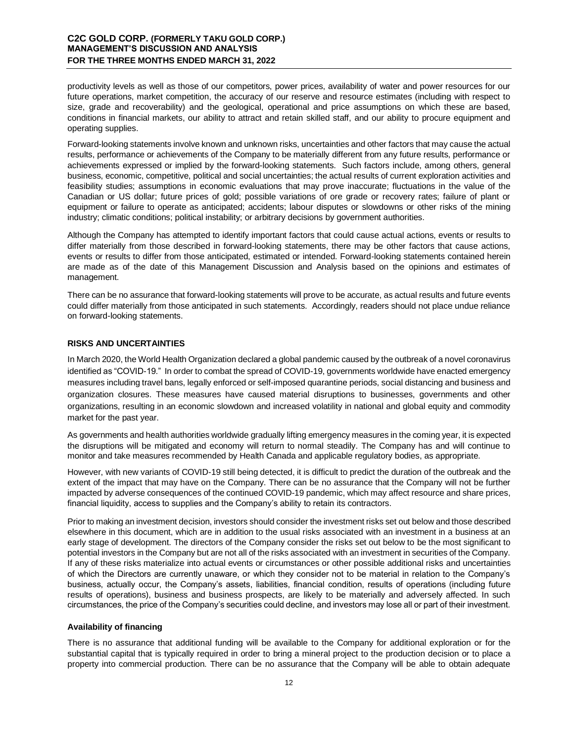productivity levels as well as those of our competitors, power prices, availability of water and power resources for our future operations, market competition, the accuracy of our reserve and resource estimates (including with respect to size, grade and recoverability) and the geological, operational and price assumptions on which these are based, conditions in financial markets, our ability to attract and retain skilled staff, and our ability to procure equipment and operating supplies.

Forward-looking statements involve known and unknown risks, uncertainties and other factors that may cause the actual results, performance or achievements of the Company to be materially different from any future results, performance or achievements expressed or implied by the forward-looking statements. Such factors include, among others, general business, economic, competitive, political and social uncertainties; the actual results of current exploration activities and feasibility studies; assumptions in economic evaluations that may prove inaccurate; fluctuations in the value of the Canadian or US dollar; future prices of gold; possible variations of ore grade or recovery rates; failure of plant or equipment or failure to operate as anticipated; accidents; labour disputes or slowdowns or other risks of the mining industry; climatic conditions; political instability; or arbitrary decisions by government authorities.

Although the Company has attempted to identify important factors that could cause actual actions, events or results to differ materially from those described in forward-looking statements, there may be other factors that cause actions, events or results to differ from those anticipated, estimated or intended. Forward-looking statements contained herein are made as of the date of this Management Discussion and Analysis based on the opinions and estimates of management.

There can be no assurance that forward-looking statements will prove to be accurate, as actual results and future events could differ materially from those anticipated in such statements. Accordingly, readers should not place undue reliance on forward-looking statements.

## RISKS AND UNCERTAINTIES

In March 2020, the World Health Organization declared a global pandemic caused by the outbreak of a novel coronavirus identified as "COVID-19." In order to combat the spread of COVID-19, governments worldwide have enacted emergency measures including travel bans, legally enforced or self-imposed quarantine periods, social distancing and business and organization closures. These measures have caused material disruptions to businesses, governments and other organizations, resulting in an economic slowdown and increased volatility in national and global equity and commodity market for the past year.

As governments and health authorities worldwide gradually lifting emergency measures in the coming year, it is expected the disruptions will be mitigated and economy will return to normal steadily. The Company has and will continue to monitor and take measures recommended by Health Canada and applicable regulatory bodies, as appropriate.

However, with new variants of COVID-19 still being detected, it is difficult to predict the duration of the outbreak and the extent of the impact that may have on the Company. There can be no assurance that the Company will not be further impacted by adverse consequences of the continued COVID-19 pandemic, which may affect resource and share prices, financial liquidity, access to supplies and the Company's ability to retain its contractors.

Prior to making an investment decision, investors should consider the investment risks set out below and those described elsewhere in this document, which are in addition to the usual risks associated with an investment in a business at an early stage of development. The directors of the Company consider the risks set out below to be the most significant to potential investors in the Company but are not all of the risks associated with an investment in securities of the Company. If any of these risks materialize into actual events or circumstances or other possible additional risks and uncertainties of which the Directors are currently unaware, or which they consider not to be material in relation to the Company's business, actually occur, the Company's assets, liabilities, financial condition, results of operations (including future results of operations), business and business prospects, are likely to be materially and adversely affected. In such circumstances, the price of the Company's securities could decline, and investors may lose all or part of their investment.

### Availability of financing

There is no assurance that additional funding will be available to the Company for additional exploration or for the substantial capital that is typically required in order to bring a mineral project to the production decision or to place a property into commercial production. There can be no assurance that the Company will be able to obtain adequate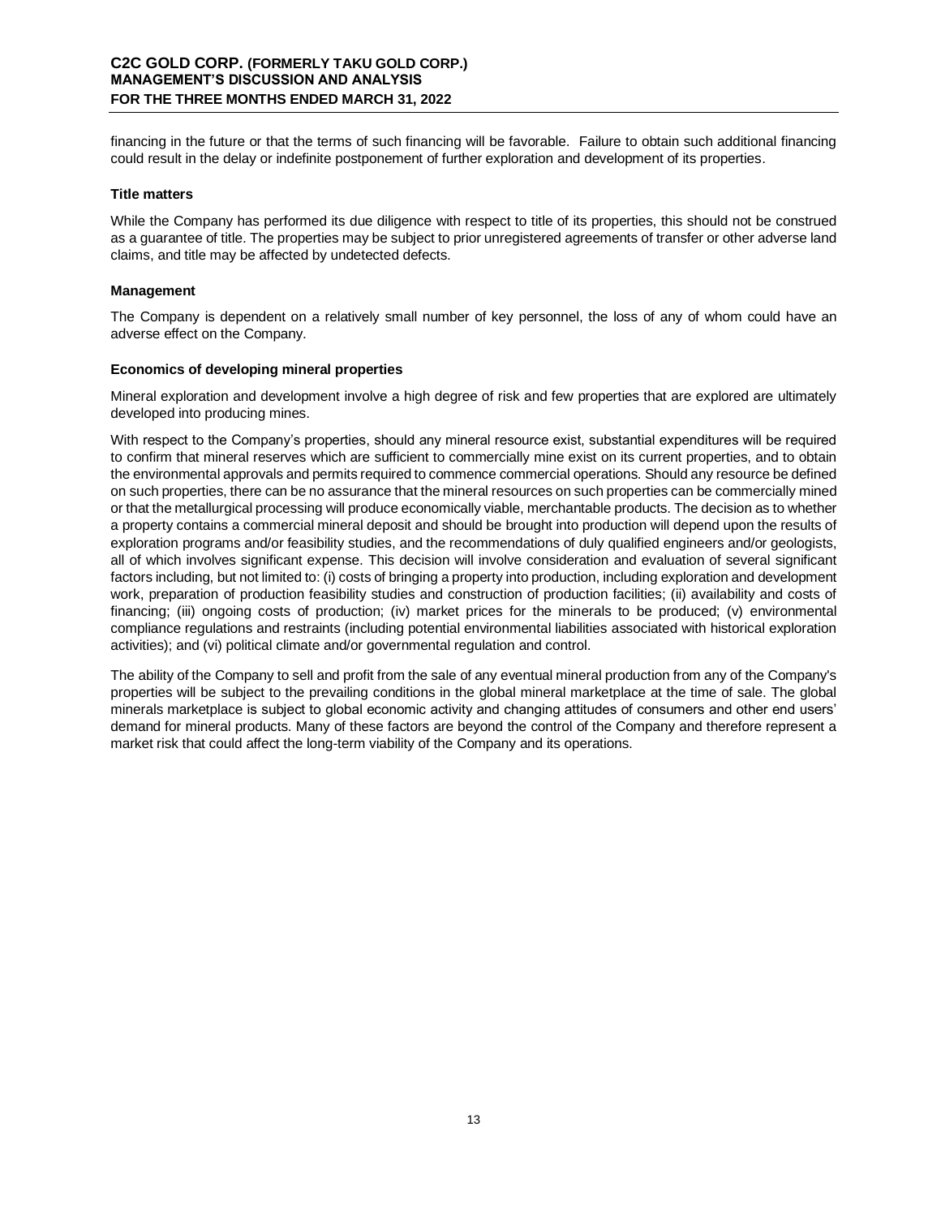financing in the future or that the terms of such financing will be favorable. Failure to obtain such additional financing could result in the delay or indefinite postponement of further exploration and development of its properties.

**Title matters**

While the Company has performed its due diligence with respect to title of its properties, this should not be construed as a guarantee of title. The properties may be subject to prior unregistered agreements of transfer or other adverse land claims, and title may be affected by undetected defects.

**Management**

The Company is dependent on a relatively small number of key personnel, the loss of any of whom could have an adverse effect on the Company.

**Economics of developing mineral properties**

Mineral exploration and development involve a high degree of risk and few properties that are explored are ultimately developed into producing mines.

With respect to the Company's properties, should any mineral resource exist, substantial expenditures will be required to confirm that mineral reserves which are sufficient to commercially mine exist on its current properties, and to obtain the environmental approvals and permits required to commence commercial operations. Should any resource be defined on such properties, there can be no assurance that the mineral resources on such properties can be commercially mined or that the metallurgical processing will produce economically viable, merchantable products. The decision as to whether a property contains a commercial mineral deposit and should be brought into production will depend upon the results of exploration programs and/or feasibility studies, and the recommendations of duly qualified engineers and/or geologists, all of which involves significant expense. This decision will involve consideration and evaluation of several significant factors including, but not limited to: (i) costs of bringing a property into production, including exploration and development work, preparation of production feasibility studies and construction of production facilities; (ii) availability and costs of financing; (iii) ongoing costs of production; (iv) market prices for the minerals to be produced; (v) environmental compliance regulations and restraints (including potential environmental liabilities associated with historical exploration activities); and (vi) political climate and/or governmental regulation and control.

The ability of the Company to sell and profit from the sale of any eventual mineral production from any of the Company's properties will be subject to the prevailing conditions in the global mineral marketplace at the time of sale. The global minerals marketplace is subject to global economic activity and changing attitudes of consumers and other end users' demand for mineral products. Many of these factors are beyond the control of the Company and therefore represent a market risk that could affect the long-term viability of the Company and its operations.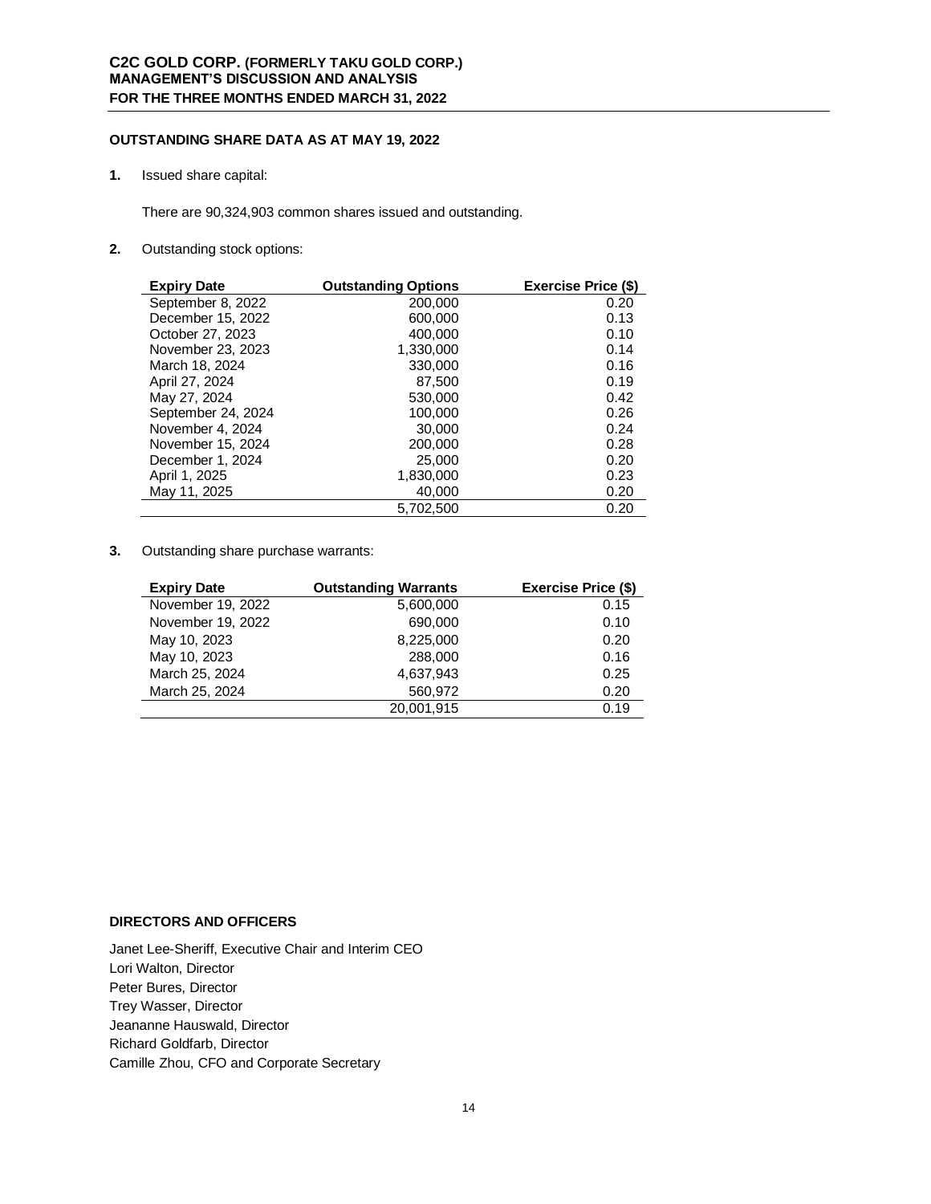## OUTSTANDING SHARE DATA AS AT MAY 19, 2022

**1.** Issued share capital:

There are 90,324,903 common shares issued and outstanding.

**2.** Outstanding stock options:

| Expiry Date | Outstanding Options | Exercise Price ($) |
|---|---|---|
| September 8, 2022 | 200,000 | 0.20 |
| December 15, 2022 | 600,000 | 0.13 |
| October 27, 2023 | 400,000 | 0.10 |
| November 23, 2023 | 1,330,000 | 0.14 |
| March 18, 2024 | 330,000 | 0.16 |
| April 27, 2024 | 87,500 | 0.19 |
| May 27, 2024 | 530,000 | 0.42 |
| September 24, 2024 | 100,000 | 0.26 |
| November 4, 2024 | 30,000 | 0.24 |
| November 15, 2024 | 200,000 | 0.28 |
| December 1, 2024 | 25,000 | 0.20 |
| April 1, 2025 | 1,830,000 | 0.23 |
| May 11, 2025 | 40,000 | 0.20 |
| | 5,702,500 | 0.20 |

**3.** Outstanding share purchase warrants:

| Expiry Date | Outstanding Warrants | Exercise Price ($) |
|---|---|---|
| November 19, 2022 | 5,600,000 | 0.15 |
| November 19, 2022 | 690,000 | 0.10 |
| May 10, 2023 | 8,225,000 | 0.20 |
| May 10, 2023 | 288,000 | 0.16 |
| March 25, 2024 | 4,637,943 | 0.25 |
| March 25, 2024 | 560,972 | 0.20 |
| | 20,001,915 | 0.19 |

## DIRECTORS AND OFFICERS

Janet Lee-Sheriff, Executive Chair and Interim CEO
Lori Walton, Director
Peter Bures, Director
Trey Wasser, Director
Jeananne Hauswald, Director
Richard Goldfarb, Director
Camille Zhou, CFO and Corporate Secretary